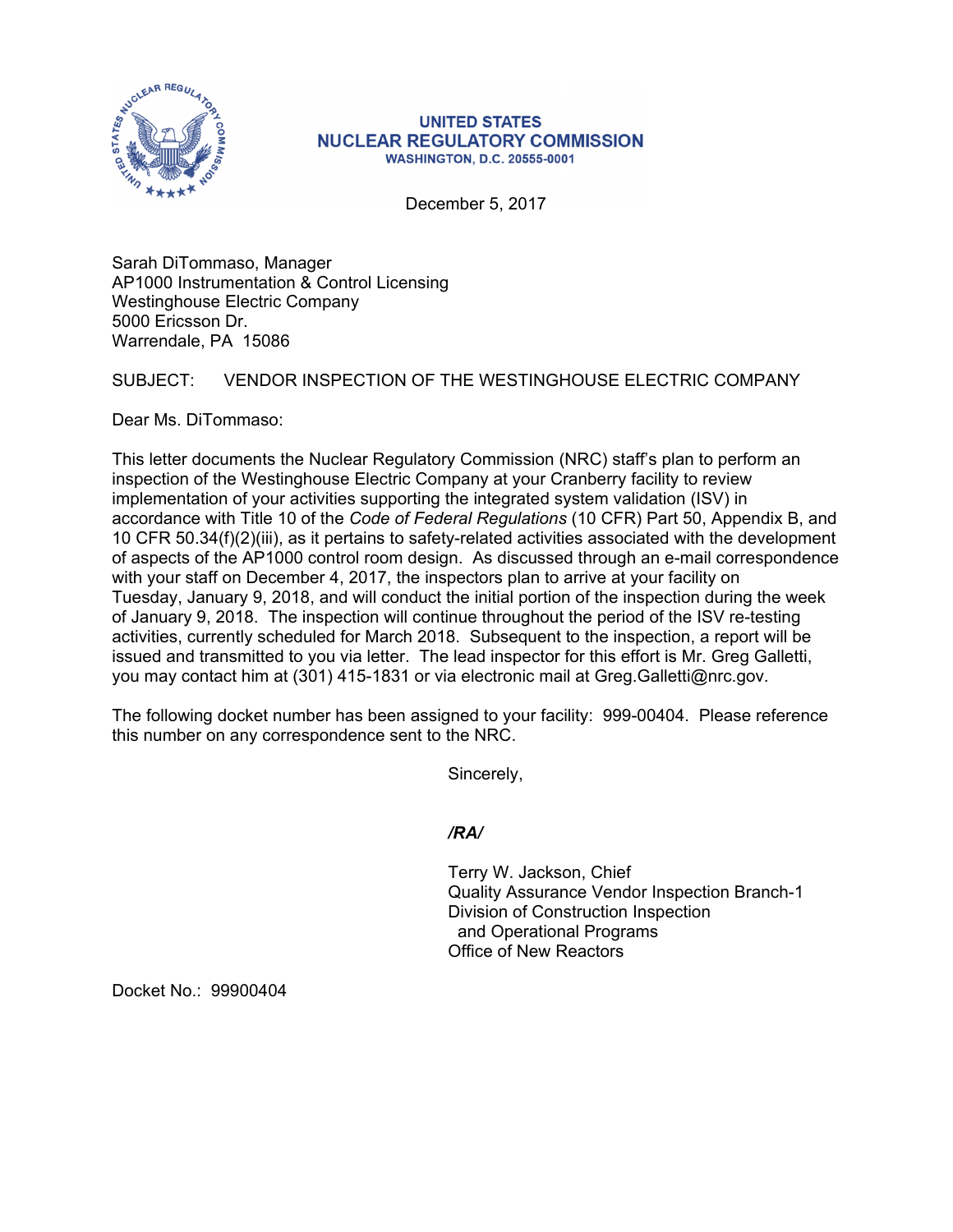**UNITED STATES**
**NUCLEAR REGULATORY COMMISSION**
**WASHINGTON, D.C. 20555-0001**

December 5, 2017

Sarah DiTommaso, Manager
AP1000 Instrumentation & Control Licensing
Westinghouse Electric Company
5000 Ericsson Dr.
Warrendale, PA 15086

SUBJECT: VENDOR INSPECTION OF THE WESTINGHOUSE ELECTRIC COMPANY

Dear Ms. DiTommaso:

This letter documents the Nuclear Regulatory Commission (NRC) staff's plan to perform an inspection of the Westinghouse Electric Company at your Cranberry facility to review implementation of your activities supporting the integrated system validation (ISV) in accordance with Title 10 of the *Code of Federal Regulations* (10 CFR) Part 50, Appendix B, and 10 CFR 50.34(f)(2)(iii), as it pertains to safety-related activities associated with the development of aspects of the AP1000 control room design. As discussed through an e-mail correspondence with your staff on December 4, 2017, the inspectors plan to arrive at your facility on Tuesday, January 9, 2018, and will conduct the initial portion of the inspection during the week of January 9, 2018. The inspection will continue throughout the period of the ISV re-testing activities, currently scheduled for March 2018. Subsequent to the inspection, a report will be issued and transmitted to you via letter. The lead inspector for this effort is Mr. Greg Galletti, you may contact him at (301) 415-1831 or via electronic mail at Greg.Galletti@nrc.gov.

The following docket number has been assigned to your facility: 999-00404. Please reference this number on any correspondence sent to the NRC.

Sincerely,

*/RA/*

Terry W. Jackson, Chief
Quality Assurance Vendor Inspection Branch-1
Division of Construction Inspection
and Operational Programs
Office of New Reactors

Docket No.: 99900404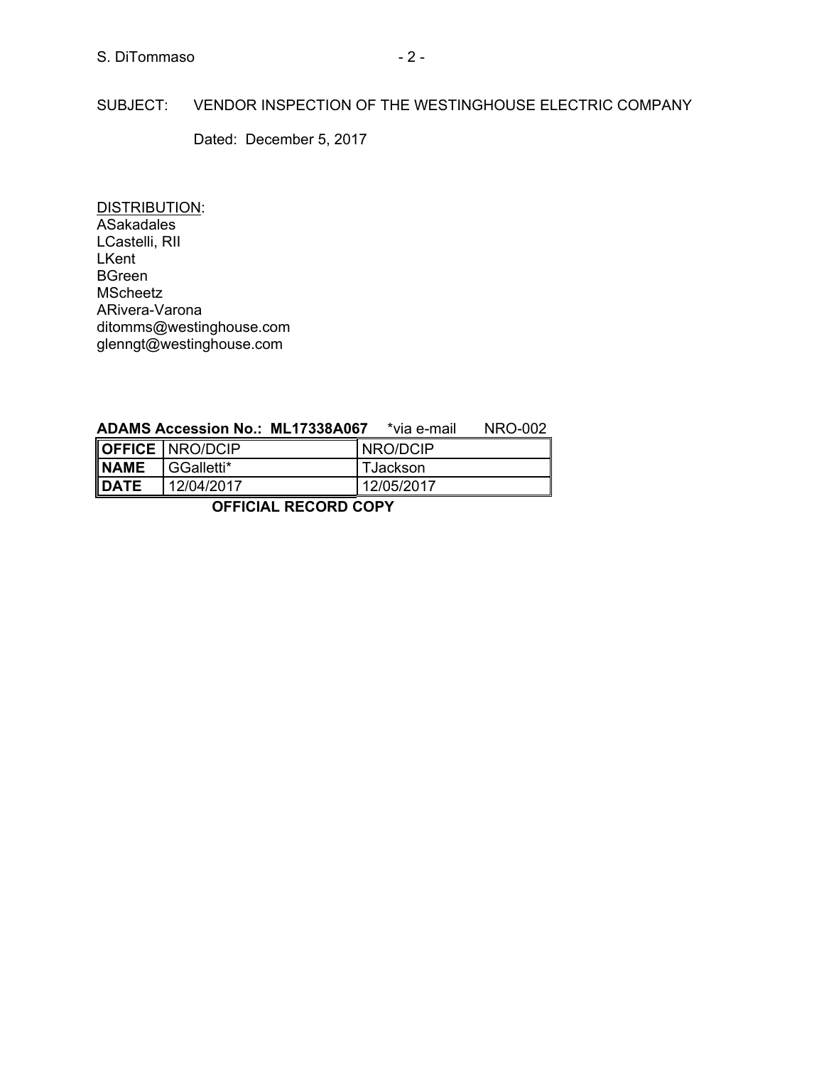SUBJECT: VENDOR INSPECTION OF THE WESTINGHOUSE ELECTRIC COMPANY

Dated: December 5, 2017

DISTRIBUTION:
ASakadales
LCastelli, RII
LKent
BGreen
MScheetz
ARivera-Varona
ditomms@westinghouse.com
glenngt@westinghouse.com

**ADAMS Accession No.: ML17338A067** *via e-mail NRO-002

| | | |
|---|---|---|
| **OFFICE** | NRO/DCIP | NRO/DCIP |
| **NAME** | GGalletti* | TJackson |
| **DATE** | 12/04/2017 | 12/05/2017 |

**OFFICIAL RECORD COPY**